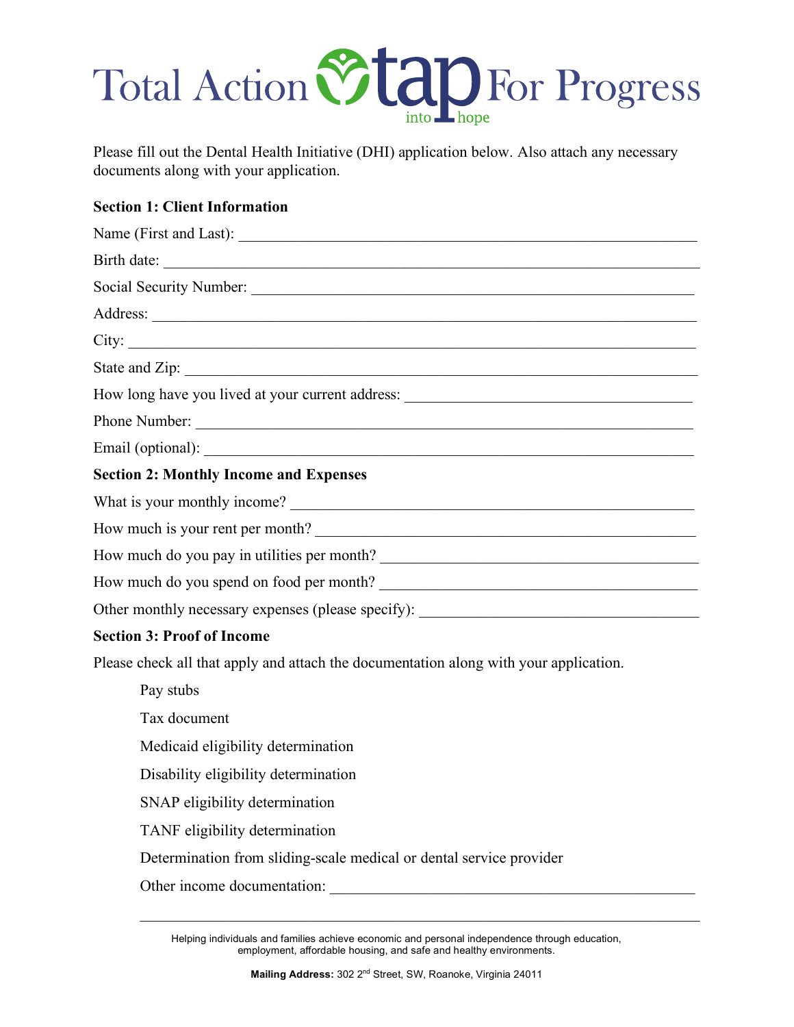# Total Action tap For Progress

into hope

Please fill out the Dental Health Initiative (DHI) application below. Also attach any necessary documents along with your application.

**Section 1: Client Information**

Name (First and Last): ____________________________________________

Birth date: ____________________________________________

Social Security Number: ____________________________________________

Address: ____________________________________________

City: ____________________________________________

State and Zip: ____________________________________________

How long have you lived at your current address: ______________________________

Phone Number: ____________________________________________

Email (optional): ____________________________________________

**Section 2: Monthly Income and Expenses**

What is your monthly income? ____________________________________________

How much is your rent per month? ____________________________________________

How much do you pay in utilities per month? ______________________________

How much do you spend on food per month? ______________________________

Other monthly necessary expenses (please specify): ______________________________

**Section 3: Proof of Income**

Please check all that apply and attach the documentation along with your application.

- Pay stubs
- Tax document
- Medicaid eligibility determination
- Disability eligibility determination
- SNAP eligibility determination
- TANF eligibility determination
- Determination from sliding-scale medical or dental service provider
- Other income documentation: ______________________________

____________________________________________

Helping individuals and families achieve economic and personal independence through education, employment, affordable housing, and safe and healthy environments.

**Mailing Address:** 302 2nd Street, SW, Roanoke, Virginia 24011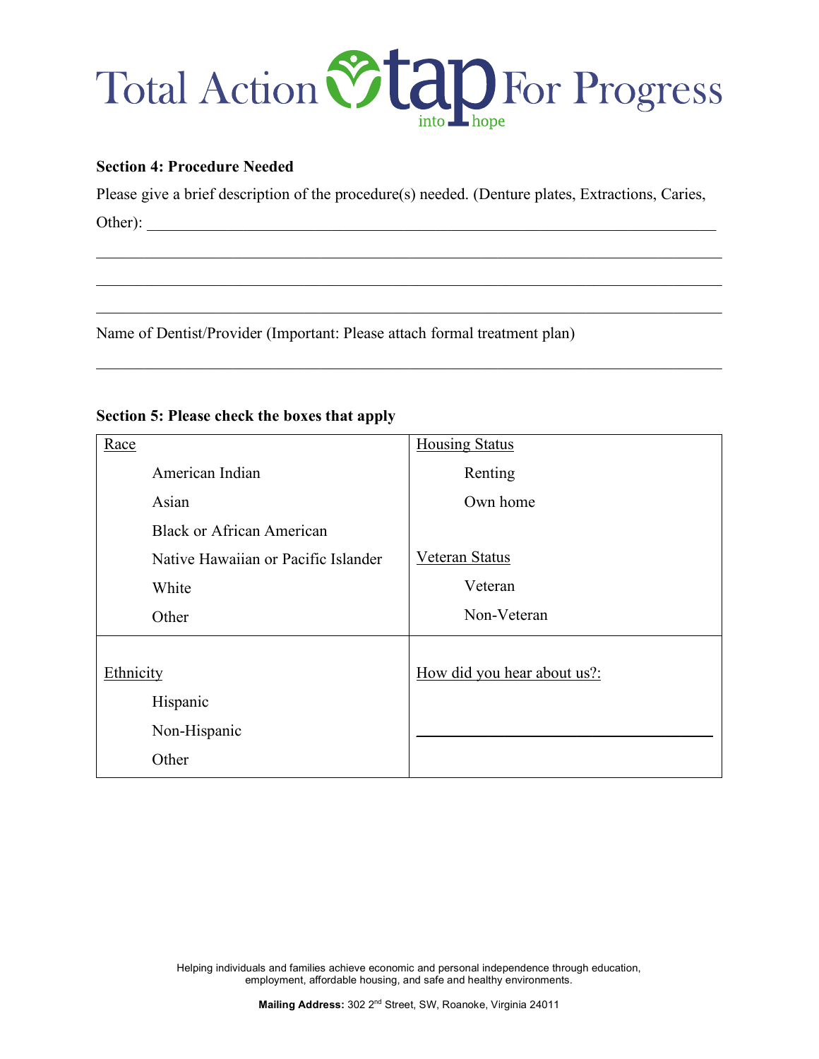# Total Action tap into hope For Progress

**Section 4: Procedure Needed**

Please give a brief description of the procedure(s) needed. (Denture plates, Extractions, Caries, Other): ______________________________________________________________________

______________________________________________________________________

______________________________________________________________________

______________________________________________________________________

Name of Dentist/Provider (Important: Please attach formal treatment plan)

______________________________________________________________________

**Section 5: Please check the boxes that apply**

| Race | Housing Status |
|---|---|
| American Indian | Renting |
| Asian | Own home |
| Black or African American | |
| Native Hawaiian or Pacific Islander | Veteran Status |
| White | Veteran |
| Other | Non-Veteran |
| Ethnicity | How did you hear about us?: |
| Hispanic | |
| Non-Hispanic | ______________________________ |
| Other | |

Helping individuals and families achieve economic and personal independence through education, employment, affordable housing, and safe and healthy environments.

**Mailing Address:** 302 2nd Street, SW, Roanoke, Virginia 24011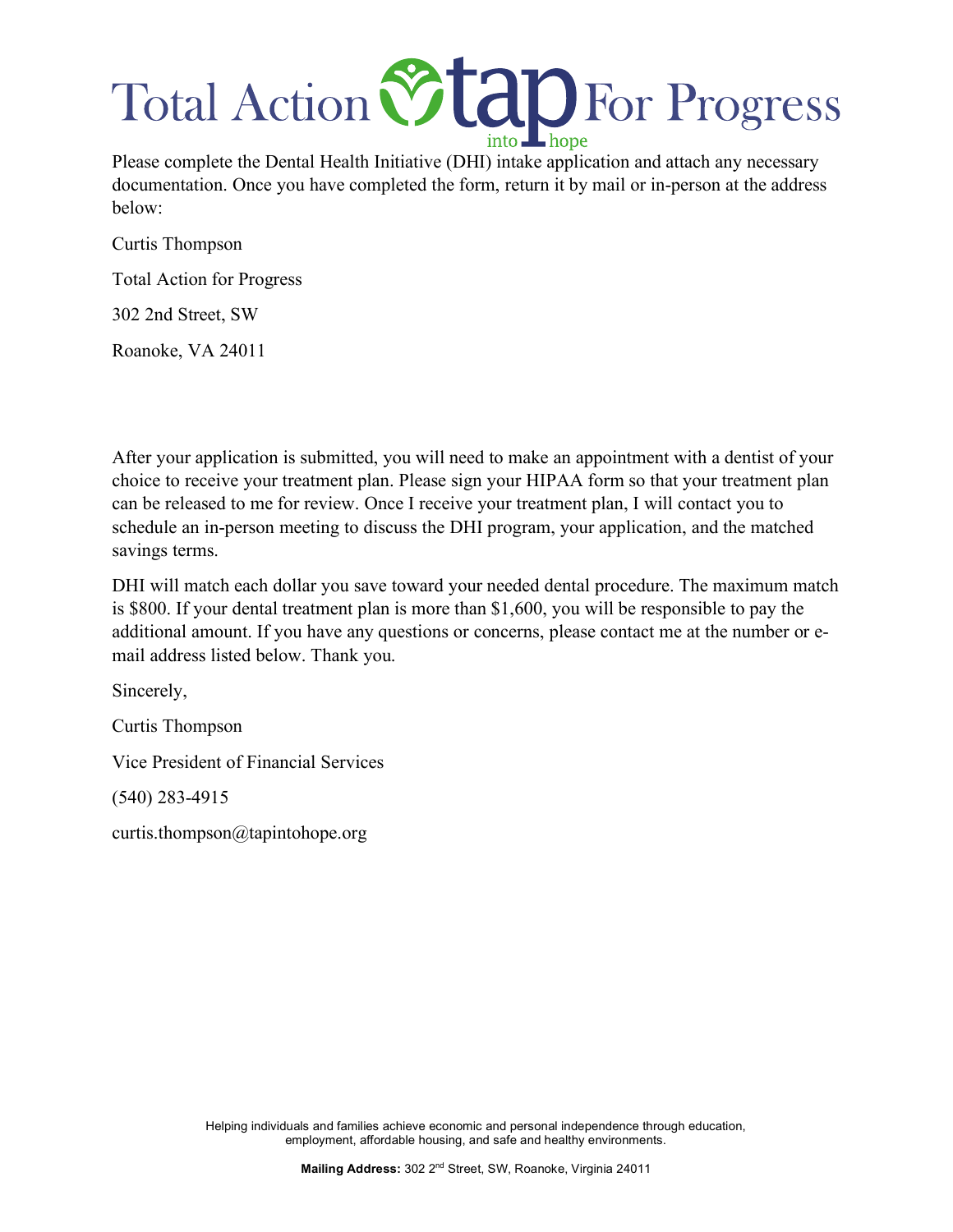# Total Action tap into hope For Progress

Please complete the Dental Health Initiative (DHI) intake application and attach any necessary documentation. Once you have completed the form, return it by mail or in-person at the address below:

Curtis Thompson

Total Action for Progress

302 2nd Street, SW

Roanoke, VA 24011

After your application is submitted, you will need to make an appointment with a dentist of your choice to receive your treatment plan. Please sign your HIPAA form so that your treatment plan can be released to me for review. Once I receive your treatment plan, I will contact you to schedule an in-person meeting to discuss the DHI program, your application, and the matched savings terms.

DHI will match each dollar you save toward your needed dental procedure. The maximum match is $800. If your dental treatment plan is more than $1,600, you will be responsible to pay the additional amount. If you have any questions or concerns, please contact me at the number or e-mail address listed below. Thank you.

Sincerely,

Curtis Thompson

Vice President of Financial Services

(540) 283-4915

curtis.thompson@tapintohope.org

Helping individuals and families achieve economic and personal independence through education, employment, affordable housing, and safe and healthy environments.

**Mailing Address:** 302 2nd Street, SW, Roanoke, Virginia 24011